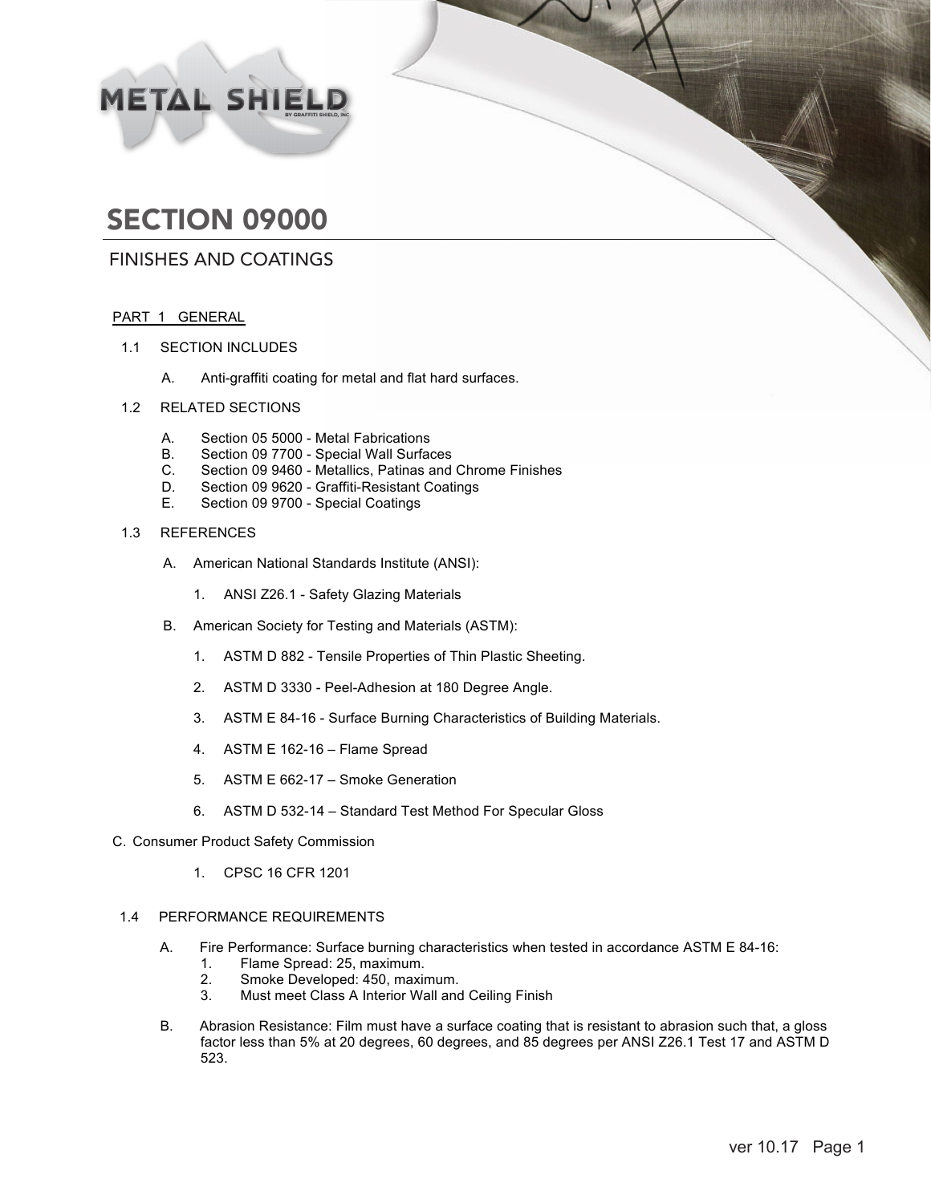# SECTION 09000

## FINISHES AND COATINGS

PART 1 GENERAL

1.1 SECTION INCLUDES

A. Anti-graffiti coating for metal and flat hard surfaces.

1.2 RELATED SECTIONS

A. Section 05 5000 - Metal Fabrications
B. Section 09 7700 - Special Wall Surfaces
C. Section 09 9460 - Metallics, Patinas and Chrome Finishes
D. Section 09 9620 - Graffiti-Resistant Coatings
E. Section 09 9700 - Special Coatings

1.3 REFERENCES

A. American National Standards Institute (ANSI):

1. ANSI Z26.1 - Safety Glazing Materials

B. American Society for Testing and Materials (ASTM):

1. ASTM D 882 - Tensile Properties of Thin Plastic Sheeting.

2. ASTM D 3330 - Peel-Adhesion at 180 Degree Angle.

3. ASTM E 84-16 - Surface Burning Characteristics of Building Materials.

4. ASTM E 162-16 – Flame Spread

5. ASTM E 662-17 – Smoke Generation

6. ASTM D 532-14 – Standard Test Method For Specular Gloss

C. Consumer Product Safety Commission

1. CPSC 16 CFR 1201

1.4 PERFORMANCE REQUIREMENTS

A. Fire Performance: Surface burning characteristics when tested in accordance ASTM E 84-16:
1. Flame Spread: 25, maximum.
2. Smoke Developed: 450, maximum.
3. Must meet Class A Interior Wall and Ceiling Finish

B. Abrasion Resistance: Film must have a surface coating that is resistant to abrasion such that, a gloss factor less than 5% at 20 degrees, 60 degrees, and 85 degrees per ANSI Z26.1 Test 17 and ASTM D 523.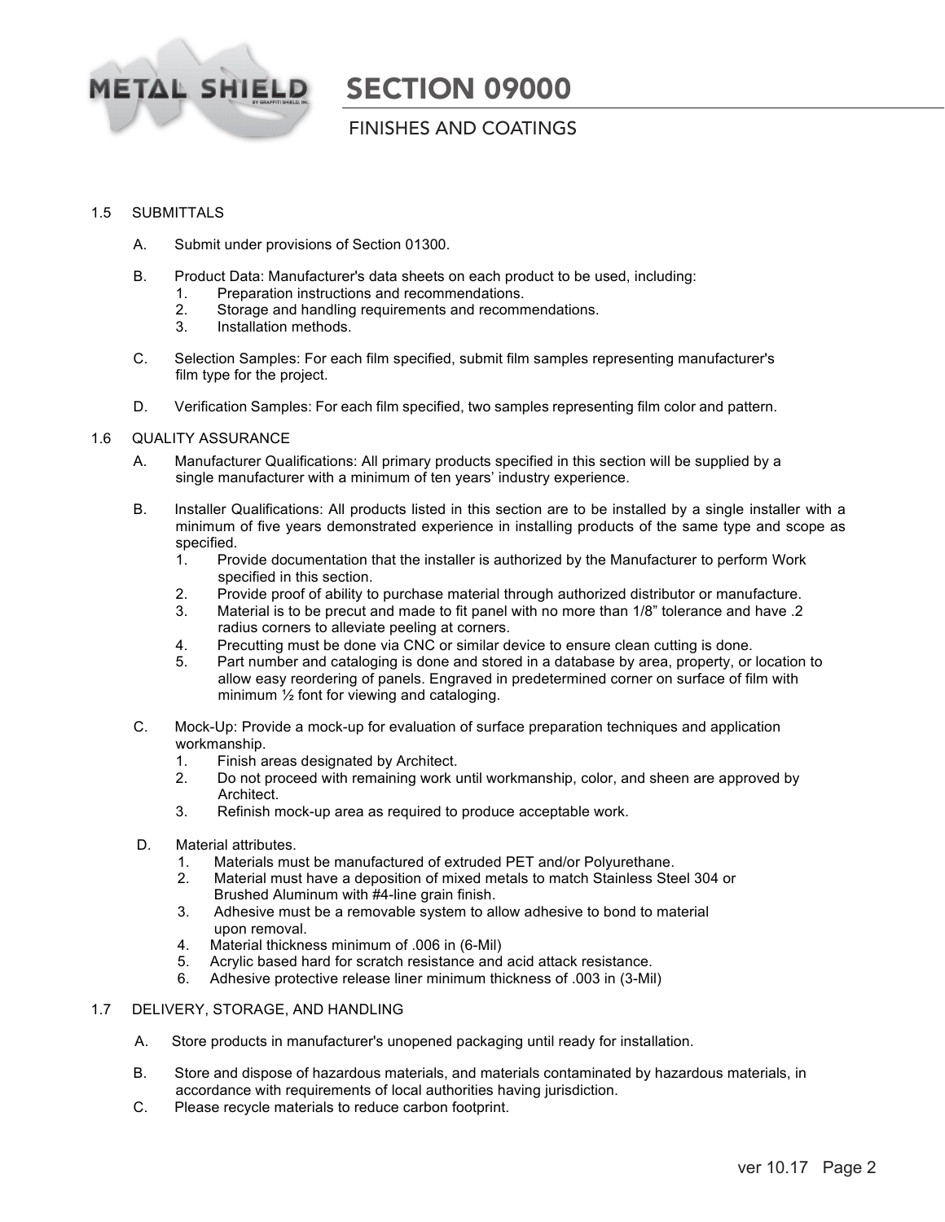## 1.5 SUBMITTALS

A. Submit under provisions of Section 01300.

B. Product Data: Manufacturer's data sheets on each product to be used, including:
   1. Preparation instructions and recommendations.
   2. Storage and handling requirements and recommendations.
   3. Installation methods.

C. Selection Samples: For each film specified, submit film samples representing manufacturer's film type for the project.

D. Verification Samples: For each film specified, two samples representing film color and pattern.

## 1.6 QUALITY ASSURANCE

A. Manufacturer Qualifications: All primary products specified in this section will be supplied by a single manufacturer with a minimum of ten years' industry experience.

B. Installer Qualifications: All products listed in this section are to be installed by a single installer with a minimum of five years demonstrated experience in installing products of the same type and scope as specified.
   1. Provide documentation that the installer is authorized by the Manufacturer to perform Work specified in this section.
   2. Provide proof of ability to purchase material through authorized distributor or manufacture.
   3. Material is to be precut and made to fit panel with no more than 1/8" tolerance and have .2 radius corners to alleviate peeling at corners.
   4. Precutting must be done via CNC or similar device to ensure clean cutting is done.
   5. Part number and cataloging is done and stored in a database by area, property, or location to allow easy reordering of panels. Engraved in predetermined corner on surface of film with minimum ½ font for viewing and cataloging.

C. Mock-Up: Provide a mock-up for evaluation of surface preparation techniques and application workmanship.
   1. Finish areas designated by Architect.
   2. Do not proceed with remaining work until workmanship, color, and sheen are approved by Architect.
   3. Refinish mock-up area as required to produce acceptable work.

D. Material attributes.
   1. Materials must be manufactured of extruded PET and/or Polyurethane.
   2. Material must have a deposition of mixed metals to match Stainless Steel 304 or Brushed Aluminum with #4-line grain finish.
   3. Adhesive must be a removable system to allow adhesive to bond to material upon removal.
   4. Material thickness minimum of .006 in (6-Mil)
   5. Acrylic based hard for scratch resistance and acid attack resistance.
   6. Adhesive protective release liner minimum thickness of .003 in (3-Mil)

## 1.7 DELIVERY, STORAGE, AND HANDLING

A. Store products in manufacturer's unopened packaging until ready for installation.

B. Store and dispose of hazardous materials, and materials contaminated by hazardous materials, in accordance with requirements of local authorities having jurisdiction.

C. Please recycle materials to reduce carbon footprint.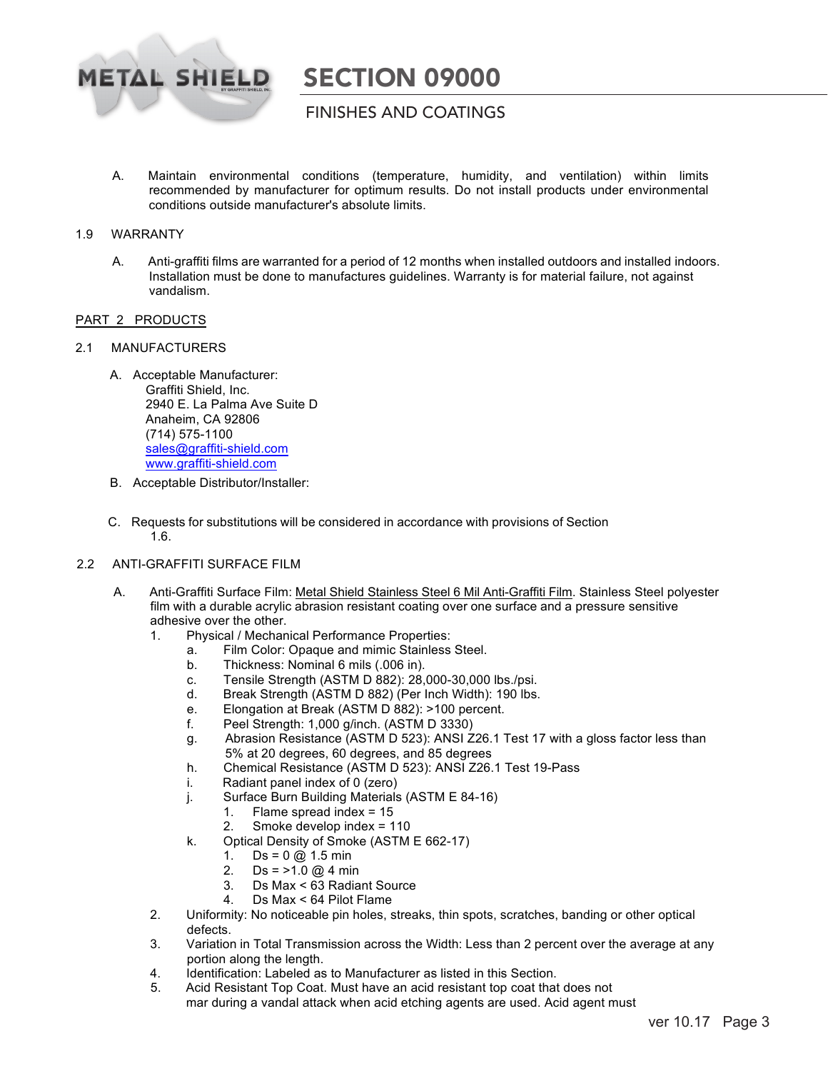A. Maintain environmental conditions (temperature, humidity, and ventilation) within limits recommended by manufacturer for optimum results. Do not install products under environmental conditions outside manufacturer's absolute limits.

1.9 WARRANTY

A. Anti-graffiti films are warranted for a period of 12 months when installed outdoors and installed indoors. Installation must be done to manufactures guidelines. Warranty is for material failure, not against vandalism.

PART 2 PRODUCTS

2.1 MANUFACTURERS

A. Acceptable Manufacturer:
Graffiti Shield, Inc.
2940 E. La Palma Ave Suite D
Anaheim, CA 92806
(714) 575-1100
sales@graffiti-shield.com
www.graffiti-shield.com

B. Acceptable Distributor/Installer:

C. Requests for substitutions will be considered in accordance with provisions of Section 1.6.

2.2 ANTI-GRAFFITI SURFACE FILM

A. Anti-Graffiti Surface Film: Metal Shield Stainless Steel 6 Mil Anti-Graffiti Film. Stainless Steel polyester film with a durable acrylic abrasion resistant coating over one surface and a pressure sensitive adhesive over the other.

1. Physical / Mechanical Performance Properties:
   a. Film Color: Opaque and mimic Stainless Steel.
   b. Thickness: Nominal 6 mils (.006 in).
   c. Tensile Strength (ASTM D 882): 28,000-30,000 lbs./psi.
   d. Break Strength (ASTM D 882) (Per Inch Width): 190 lbs.
   e. Elongation at Break (ASTM D 882): >100 percent.
   f. Peel Strength: 1,000 g/inch. (ASTM D 3330)
   g. Abrasion Resistance (ASTM D 523): ANSI Z26.1 Test 17 with a gloss factor less than 5% at 20 degrees, 60 degrees, and 85 degrees
   h. Chemical Resistance (ASTM D 523): ANSI Z26.1 Test 19-Pass
   i. Radiant panel index of 0 (zero)
   j. Surface Burn Building Materials (ASTM E 84-16)
      1. Flame spread index = 15
      2. Smoke develop index = 110
   k. Optical Density of Smoke (ASTM E 662-17)
      1. Ds = 0 @ 1.5 min
      2. Ds = >1.0 @ 4 min
      3. Ds Max < 63 Radiant Source
      4. Ds Max < 64 Pilot Flame
2. Uniformity: No noticeable pin holes, streaks, thin spots, scratches, banding or other optical defects.
3. Variation in Total Transmission across the Width: Less than 2 percent over the average at any portion along the length.
4. Identification: Labeled as to Manufacturer as listed in this Section.
5. Acid Resistant Top Coat. Must have an acid resistant top coat that does not mar during a vandal attack when acid etching agents are used. Acid agent must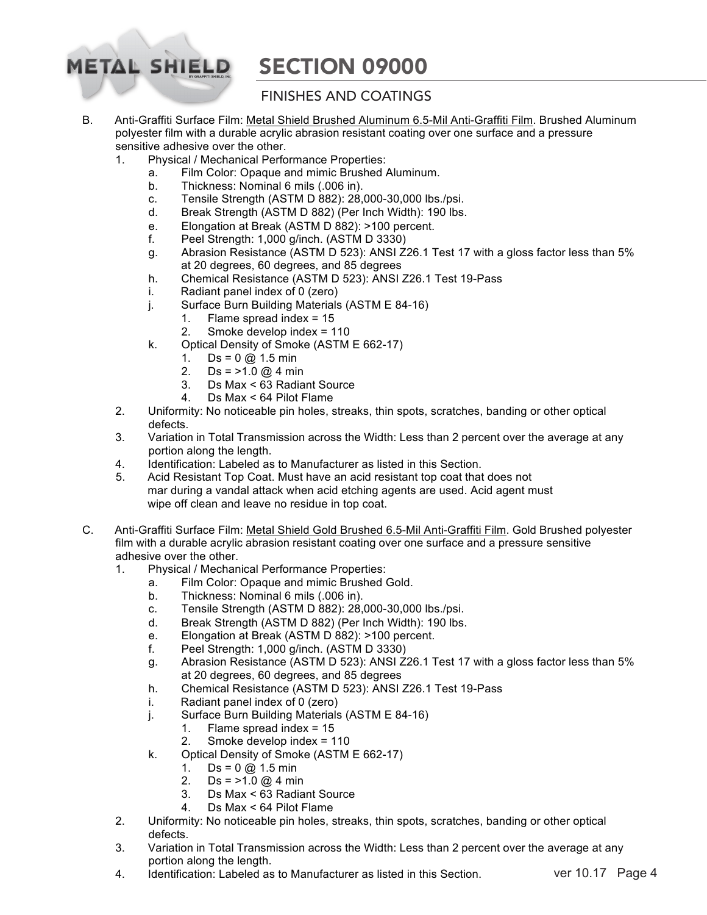B. Anti-Graffiti Surface Film: Metal Shield Brushed Aluminum 6.5-Mil Anti-Graffiti Film. Brushed Aluminum polyester film with a durable acrylic abrasion resistant coating over one surface and a pressure sensitive adhesive over the other.

1. Physical / Mechanical Performance Properties:
    a. Film Color: Opaque and mimic Brushed Aluminum.
    b. Thickness: Nominal 6 mils (.006 in).
    c. Tensile Strength (ASTM D 882): 28,000-30,000 lbs./psi.
    d. Break Strength (ASTM D 882) (Per Inch Width): 190 lbs.
    e. Elongation at Break (ASTM D 882): >100 percent.
    f. Peel Strength: 1,000 g/inch. (ASTM D 3330)
    g. Abrasion Resistance (ASTM D 523): ANSI Z26.1 Test 17 with a gloss factor less than 5% at 20 degrees, 60 degrees, and 85 degrees
    h. Chemical Resistance (ASTM D 523): ANSI Z26.1 Test 19-Pass
    i. Radiant panel index of 0 (zero)
    j. Surface Burn Building Materials (ASTM E 84-16)
        1. Flame spread index = 15
        2. Smoke develop index = 110
    k. Optical Density of Smoke (ASTM E 662-17)
        1. Ds = 0 @ 1.5 min
        2. Ds = >1.0 @ 4 min
        3. Ds Max < 63 Radiant Source
        4. Ds Max < 64 Pilot Flame
2. Uniformity: No noticeable pin holes, streaks, thin spots, scratches, banding or other optical defects.
3. Variation in Total Transmission across the Width: Less than 2 percent over the average at any portion along the length.
4. Identification: Labeled as to Manufacturer as listed in this Section.
5. Acid Resistant Top Coat. Must have an acid resistant top coat that does not mar during a vandal attack when acid etching agents are used. Acid agent must wipe off clean and leave no residue in top coat.

C. Anti-Graffiti Surface Film: Metal Shield Gold Brushed 6.5-Mil Anti-Graffiti Film. Gold Brushed polyester film with a durable acrylic abrasion resistant coating over one surface and a pressure sensitive adhesive over the other.

1. Physical / Mechanical Performance Properties:
    a. Film Color: Opaque and mimic Brushed Gold.
    b. Thickness: Nominal 6 mils (.006 in).
    c. Tensile Strength (ASTM D 882): 28,000-30,000 lbs./psi.
    d. Break Strength (ASTM D 882) (Per Inch Width): 190 lbs.
    e. Elongation at Break (ASTM D 882): >100 percent.
    f. Peel Strength: 1,000 g/inch. (ASTM D 3330)
    g. Abrasion Resistance (ASTM D 523): ANSI Z26.1 Test 17 with a gloss factor less than 5% at 20 degrees, 60 degrees, and 85 degrees
    h. Chemical Resistance (ASTM D 523): ANSI Z26.1 Test 19-Pass
    i. Radiant panel index of 0 (zero)
    j. Surface Burn Building Materials (ASTM E 84-16)
        1. Flame spread index = 15
        2. Smoke develop index = 110
    k. Optical Density of Smoke (ASTM E 662-17)
        1. Ds = 0 @ 1.5 min
        2. Ds = >1.0 @ 4 min
        3. Ds Max < 63 Radiant Source
        4. Ds Max < 64 Pilot Flame
2. Uniformity: No noticeable pin holes, streaks, thin spots, scratches, banding or other optical defects.
3. Variation in Total Transmission across the Width: Less than 2 percent over the average at any portion along the length.
4. Identification: Labeled as to Manufacturer as listed in this Section.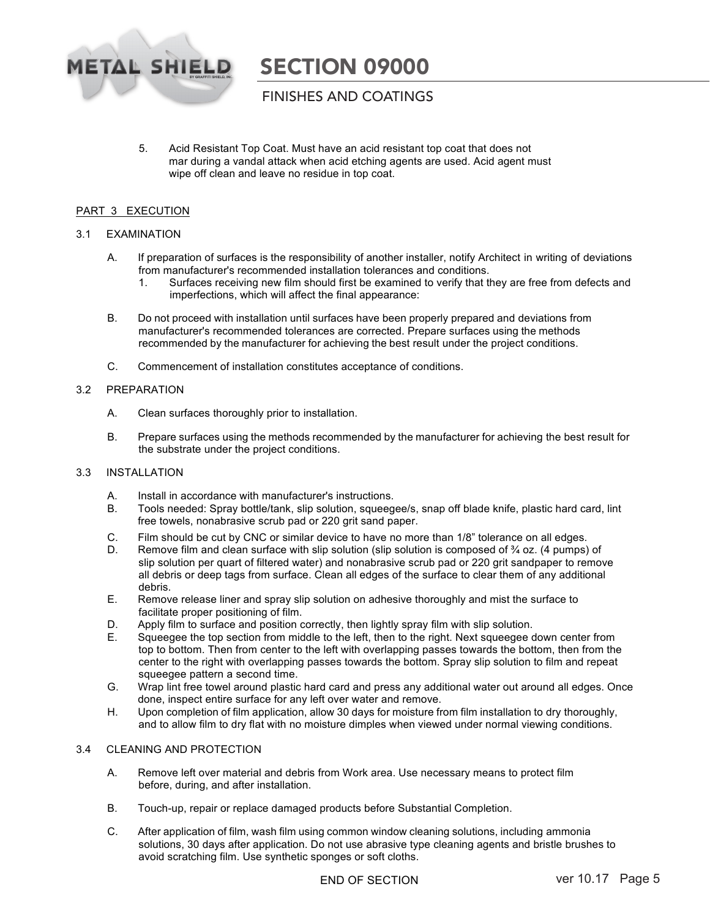5. Acid Resistant Top Coat. Must have an acid resistant top coat that does not mar during a vandal attack when acid etching agents are used. Acid agent must wipe off clean and leave no residue in top coat.

## PART 3 EXECUTION

### 3.1 EXAMINATION

A. If preparation of surfaces is the responsibility of another installer, notify Architect in writing of deviations from manufacturer's recommended installation tolerances and conditions.
   1. Surfaces receiving new film should first be examined to verify that they are free from defects and imperfections, which will affect the final appearance:

B. Do not proceed with installation until surfaces have been properly prepared and deviations from manufacturer's recommended tolerances are corrected. Prepare surfaces using the methods recommended by the manufacturer for achieving the best result under the project conditions.

C. Commencement of installation constitutes acceptance of conditions.

### 3.2 PREPARATION

A. Clean surfaces thoroughly prior to installation.

B. Prepare surfaces using the methods recommended by the manufacturer for achieving the best result for the substrate under the project conditions.

### 3.3 INSTALLATION

A. Install in accordance with manufacturer's instructions.
B. Tools needed: Spray bottle/tank, slip solution, squeegee/s, snap off blade knife, plastic hard card, lint free towels, nonabrasive scrub pad or 220 grit sand paper.
C. Film should be cut by CNC or similar device to have no more than 1/8" tolerance on all edges.
D. Remove film and clean surface with slip solution (slip solution is composed of ¾ oz. (4 pumps) of slip solution per quart of filtered water) and nonabrasive scrub pad or 220 grit sandpaper to remove all debris or deep tags from surface. Clean all edges of the surface to clear them of any additional debris.
E. Remove release liner and spray slip solution on adhesive thoroughly and mist the surface to facilitate proper positioning of film.
D. Apply film to surface and position correctly, then lightly spray film with slip solution.
E. Squeegee the top section from middle to the left, then to the right. Next squeegee down center from top to bottom. Then from center to the left with overlapping passes towards the bottom, then from the center to the right with overlapping passes towards the bottom. Spray slip solution to film and repeat squeegee pattern a second time.
G. Wrap lint free towel around plastic hard card and press any additional water out around all edges. Once done, inspect entire surface for any left over water and remove.
H. Upon completion of film application, allow 30 days for moisture from film installation to dry thoroughly, and to allow film to dry flat with no moisture dimples when viewed under normal viewing conditions.

### 3.4 CLEANING AND PROTECTION

A. Remove left over material and debris from Work area. Use necessary means to protect film before, during, and after installation.

B. Touch-up, repair or replace damaged products before Substantial Completion.

C. After application of film, wash film using common window cleaning solutions, including ammonia solutions, 30 days after application. Do not use abrasive type cleaning agents and bristle brushes to avoid scratching film. Use synthetic sponges or soft cloths.

END OF SECTION